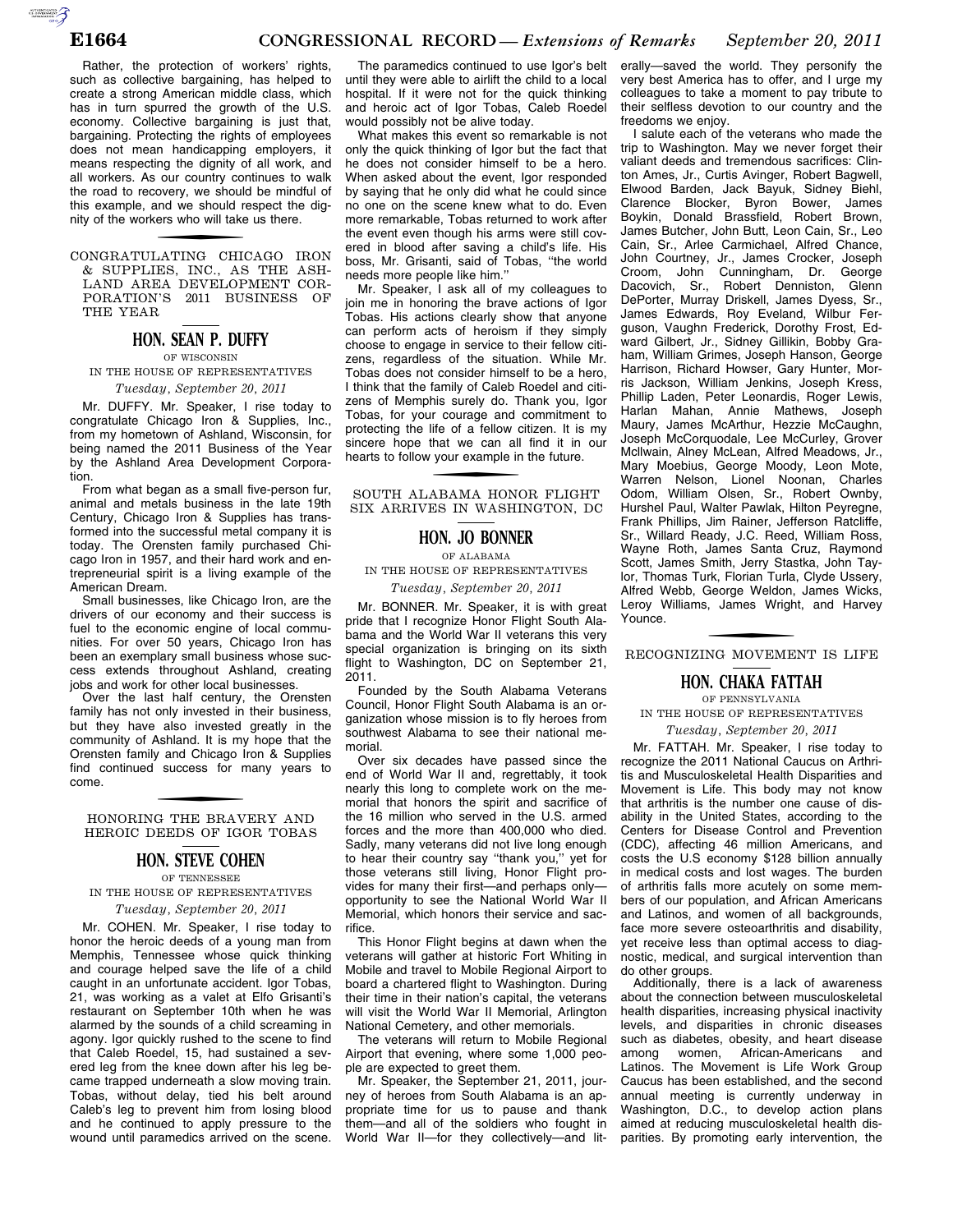Rather, the protection of workers' rights, such as collective bargaining, has helped to create a strong American middle class, which has in turn spurred the growth of the U.S. economy. Collective bargaining is just that, bargaining. Protecting the rights of employees does not mean handicapping employers, it means respecting the dignity of all work, and all workers. As our country continues to walk the road to recovery, we should be mindful of this example, and we should respect the dignity of the workers who will take us there.

## CONGRATULATING CHICAGO IRON & SUPPLIES, INC., AS THE ASHLAND AREA DEVELOPMENT CORPORATION'S 2011 BUSINESS OF THE YEAR

### HON. SEAN P. DUFFY

OF WISCONSIN

IN THE HOUSE OF REPRESENTATIVES

*Tuesday, September 20, 2011*

Mr. DUFFY. Mr. Speaker, I rise today to congratulate Chicago Iron & Supplies, Inc., from my hometown of Ashland, Wisconsin, for being named the 2011 Business of the Year by the Ashland Area Development Corporation.

From what began as a small five-person fur, animal and metals business in the late 19th Century, Chicago Iron & Supplies has transformed into the successful metal company it is today. The Orensten family purchased Chicago Iron in 1957, and their hard work and entrepreneurial spirit is a living example of the American Dream.

Small businesses, like Chicago Iron, are the drivers of our economy and their success is fuel to the economic engine of local communities. For over 50 years, Chicago Iron has been an exemplary small business whose success extends throughout Ashland, creating jobs and work for other local businesses.

Over the last half century, the Orensten family has not only invested in their business, but they have also invested greatly in the community of Ashland. It is my hope that the Orensten family and Chicago Iron & Supplies find continued success for many years to come.

## HONORING THE BRAVERY AND HEROIC DEEDS OF IGOR TOBAS

### HON. STEVE COHEN

OF TENNESSEE

IN THE HOUSE OF REPRESENTATIVES

*Tuesday, September 20, 2011*

Mr. COHEN. Mr. Speaker, I rise today to honor the heroic deeds of a young man from Memphis, Tennessee whose quick thinking and courage helped save the life of a child caught in an unfortunate accident. Igor Tobas, 21, was working as a valet at Elfo Grisanti's restaurant on September 10th when he was alarmed by the sounds of a child screaming in agony. Igor quickly rushed to the scene to find that Caleb Roedel, 15, had sustained a severed leg from the knee down after his leg became trapped underneath a slow moving train. Tobas, without delay, tied his belt around Caleb's leg to prevent him from losing blood and he continued to apply pressure to the wound until paramedics arrived on the scene.

The paramedics continued to use Igor's belt until they were able to airlift the child to a local hospital. If it were not for the quick thinking and heroic act of Igor Tobas, Caleb Roedel would possibly not be alive today.

What makes this event so remarkable is not only the quick thinking of Igor but the fact that he does not consider himself to be a hero. When asked about the event, Igor responded by saying that he only did what he could since no one on the scene knew what to do. Even more remarkable, Tobas returned to work after the event even though his arms were still covered in blood after saving a child's life. His boss, Mr. Grisanti, said of Tobas, "the world needs more people like him."

Mr. Speaker, I ask all of my colleagues to join me in honoring the brave actions of Igor Tobas. His actions clearly show that anyone can perform acts of heroism if they simply choose to engage in service to their fellow citizens, regardless of the situation. While Mr. Tobas does not consider himself to be a hero, I think that the family of Caleb Roedel and citizens of Memphis surely do. Thank you, Igor Tobas, for your courage and commitment to protecting the life of a fellow citizen. It is my sincere hope that we can all find it in our hearts to follow your example in the future.

## SOUTH ALABAMA HONOR FLIGHT SIX ARRIVES IN WASHINGTON, DC

### HON. JO BONNER

OF ALABAMA

IN THE HOUSE OF REPRESENTATIVES

*Tuesday, September 20, 2011*

Mr. BONNER. Mr. Speaker, it is with great pride that I recognize Honor Flight South Alabama and the World War II veterans this very special organization is bringing on its sixth flight to Washington, DC on September 21, 2011.

Founded by the South Alabama Veterans Council, Honor Flight South Alabama is an organization whose mission is to fly heroes from southwest Alabama to see their national memorial.

Over six decades have passed since the end of World War II and, regrettably, it took nearly this long to complete work on the memorial that honors the spirit and sacrifice of the 16 million who served in the U.S. armed forces and the more than 400,000 who died. Sadly, many veterans did not live long enough to hear their country say "thank you," yet for those veterans still living, Honor Flight provides for many their first—and perhaps only—opportunity to see the National World War II Memorial, which honors their service and sacrifice.

This Honor Flight begins at dawn when the veterans will gather at historic Fort Whiting in Mobile and travel to Mobile Regional Airport to board a chartered flight to Washington. During their time in their nation's capital, the veterans will visit the World War II Memorial, Arlington National Cemetery, and other memorials.

The veterans will return to Mobile Regional Airport that evening, where some 1,000 people are expected to greet them.

Mr. Speaker, the September 21, 2011, journey of heroes from South Alabama is an appropriate time for us to pause and thank them—and all of the soldiers who fought in World War II—for they collectively—and literally—saved the world. They personify the very best America has to offer, and I urge my colleagues to take a moment to pay tribute to their selfless devotion to our country and the freedoms we enjoy.

I salute each of the veterans who made the trip to Washington. May we never forget their valiant deeds and tremendous sacrifices: Clinton Ames, Jr., Curtis Avinger, Robert Bagwell, Elwood Barden, Jack Bayuk, Sidney Biehl, Clarence Blocker, Byron Bower, James Boykin, Donald Brassfield, Robert Brown, James Butcher, John Butt, Leon Cain, Sr., Leo Cain, Sr., Arlee Carmichael, Alfred Chance, John Courtney, Jr., James Crocker, Joseph Croom, John Cunningham, Dr. George Dacovich, Sr., Robert Denniston, Glenn DePorter, Murray Driskell, James Dyess, Sr., James Edwards, Roy Eveland, Wilbur Ferguson, Vaughn Frederick, Dorothy Frost, Edward Gilbert, Jr., Sidney Gillikin, Bobby Graham, William Grimes, Joseph Hanson, George Harrison, Richard Howser, Gary Hunter, Morris Jackson, William Jenkins, Joseph Kress, Phillip Laden, Peter Leonardis, Roger Lewis, Harlan Mahan, Annie Mathews, Joseph Maury, James McArthur, Hezzie McCaughn, Joseph McCorquodale, Lee McCurley, Grover McIlwain, Alney McLean, Alfred Meadows, Jr., Mary Moebius, George Moody, Leon Mote, Warren Nelson, Lionel Noonan, Charles Odom, William Olsen, Sr., Robert Ownby, Hurshel Paul, Walter Pawlak, Hilton Peyregne, Frank Phillips, Jim Rainer, Jefferson Ratcliffe, Sr., Willard Ready, J.C. Reed, William Ross, Wayne Roth, James Santa Cruz, Raymond Scott, James Smith, Jerry Stastka, John Taylor, Thomas Turk, Florian Turla, Clyde Ussery, Alfred Webb, George Weldon, James Wicks, Leroy Williams, James Wright, and Harvey Younce.

## RECOGNIZING MOVEMENT IS LIFE

### HON. CHAKA FATTAH

OF PENNSYLVANIA

IN THE HOUSE OF REPRESENTATIVES

*Tuesday, September 20, 2011*

Mr. FATTAH. Mr. Speaker, I rise today to recognize the 2011 National Caucus on Arthritis and Musculoskeletal Health Disparities and Movement is Life. This body may not know that arthritis is the number one cause of disability in the United States, according to the Centers for Disease Control and Prevention (CDC), affecting 46 million Americans, and costs the U.S economy $128 billion annually in medical costs and lost wages. The burden of arthritis falls more acutely on some members of our population, and African Americans and Latinos, and women of all backgrounds, face more severe osteoarthritis and disability, yet receive less than optimal access to diagnostic, medical, and surgical intervention than do other groups.

Additionally, there is a lack of awareness about the connection between musculoskeletal health disparities, increasing physical inactivity levels, and disparities in chronic diseases such as diabetes, obesity, and heart disease among women, African-Americans and Latinos. The Movement is Life Work Group Caucus has been established, and the second annual meeting is currently underway in Washington, D.C., to develop action plans aimed at reducing musculoskeletal health disparities. By promoting early intervention, the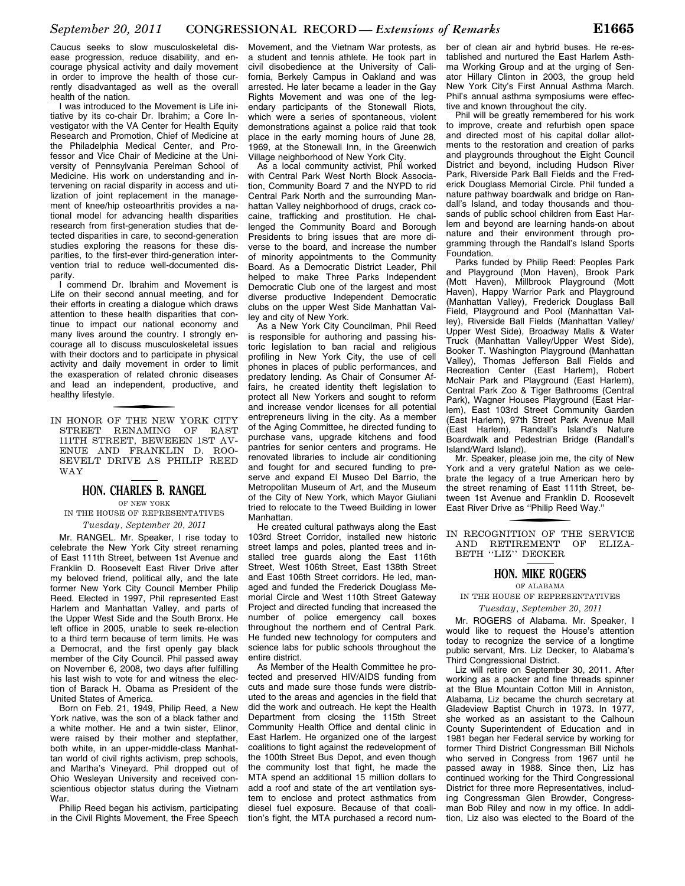Caucus seeks to slow musculoskeletal disease progression, reduce disability, and encourage physical activity and daily movement in order to improve the health of those currently disadvantaged as well as the overall health of the nation.

I was introduced to the Movement is Life initiative by its co-chair Dr. Ibrahim; a Core Investigator with the VA Center for Health Equity Research and Promotion, Chief of Medicine at the Philadelphia Medical Center, and Professor and Vice Chair of Medicine at the University of Pennsylvania Perelman School of Medicine. His work on understanding and intervening on racial disparity in access and utilization of joint replacement in the management of knee/hip osteoarthritis provides a national model for advancing health disparities research from first-generation studies that detected disparities in care, to second-generation studies exploring the reasons for these disparities, to the first-ever third-generation intervention trial to reduce well-documented disparity.

I commend Dr. Ibrahim and Movement is Life on their second annual meeting, and for their efforts in creating a dialogue which draws attention to these health disparities that continue to impact our national economy and many lives around the country. I strongly encourage all to discuss musculoskeletal issues with their doctors and to participate in physical activity and daily movement in order to limit the exasperation of related chronic diseases and lead an independent, productive, and healthy lifestyle.

## IN HONOR OF THE NEW YORK CITY STREET RENAMING OF EAST 111TH STREET, BEWEEEN 1ST AVENUE AND FRANKLIN D. ROOSEVELT DRIVE AS PHILIP REED WAY

### HON. CHARLES B. RANGEL

OF NEW YORK

IN THE HOUSE OF REPRESENTATIVES

*Tuesday, September 20, 2011*

Mr. RANGEL. Mr. Speaker, I rise today to celebrate the New York City street renaming of East 111th Street, between 1st Avenue and Franklin D. Roosevelt East River Drive after my beloved friend, political ally, and the late former New York City Council Member Philip Reed. Elected in 1997, Phil represented East Harlem and Manhattan Valley, and parts of the Upper West Side and the South Bronx. He left office in 2005, unable to seek re-election to a third term because of term limits. He was a Democrat, and the first openly gay black member of the City Council. Phil passed away on November 6, 2008, two days after fulfilling his last wish to vote for and witness the election of Barack H. Obama as President of the United States of America.

Born on Feb. 21, 1949, Philip Reed, a New York native, was the son of a black father and a white mother. He and a twin sister, Elinor, were raised by their mother and stepfather, both white, in an upper-middle-class Manhattan world of civil rights activism, prep schools, and Martha's Vineyard. Phil dropped out of Ohio Wesleyan University and received conscientious objector status during the Vietnam War.

Philip Reed began his activism, participating in the Civil Rights Movement, the Free Speech Movement, and the Vietnam War protests, as a student and tennis athlete. He took part in civil disobedience at the University of California, Berkely Campus in Oakland and was arrested. He later became a leader in the Gay Rights Movement and was one of the legendary participants of the Stonewall Riots, which were a series of spontaneous, violent demonstrations against a police raid that took place in the early morning hours of June 28, 1969, at the Stonewall Inn, in the Greenwich Village neighborhood of New York City.

As a local community activist, Phil worked with Central Park West North Block Association, Community Board 7 and the NYPD to rid Central Park North and the surrounding Manhattan Valley neighborhood of drugs, crack cocaine, trafficking and prostitution. He challenged the Community Board and Borough Presidents to bring issues that are more diverse to the board, and increase the number of minority appointments to the Community Board. As a Democratic District Leader, Phil helped to make Three Parks Independent Democratic Club one of the largest and most diverse productive Independent Democratic clubs on the upper West Side Manhattan Valley and city of New York.

As a New York City Councilman, Phil Reed is responsible for authoring and passing historic legislation to ban racial and religious profiling in New York City, the use of cell phones in places of public performances, and predatory lending. As Chair of Consumer Affairs, he created identity theft legislation to protect all New Yorkers and sought to reform and increase vendor licenses for all potential entrepreneurs living in the city. As a member of the Aging Committee, he directed funding to purchase vans, upgrade kitchens and food pantries for senior centers and programs. He renovated libraries to include air conditioning and fought for and secured funding to preserve and expand El Museo Del Barrio, the Metropolitan Museum of Art, and the Museum of the City of New York, which Mayor Giuliani tried to relocate to the Tweed Building in lower Manhattan.

He created cultural pathways along the East 103rd Street Corridor, installed new historic street lamps and poles, planted trees and installed tree guards along the East 116th Street, West 106th Street, East 138th Street and East 106th Street corridors. He led, managed and funded the Frederick Douglass Memorial Circle and West 110th Street Gateway Project and directed funding that increased the number of police emergency call boxes throughout the northern end of Central Park. He funded new technology for computers and science labs for public schools throughout the entire district.

As Member of the Health Committee he protected and preserved HIV/AIDS funding from cuts and made sure those funds were distributed to the areas and agencies in the field that did the work and outreach. He kept the Health Department from closing the 115th Street Community Health Office and dental clinic in East Harlem. He organized one of the largest coalitions to fight against the redevelopment of the 100th Street Bus Depot, and even though the community lost that fight, he made the MTA spend an additional 15 million dollars to add a roof and state of the art ventilation system to enclose and protect asthmatics from diesel fuel exposure. Because of that coalition's fight, the MTA purchased a record number of clean air and hybrid buses. He re-established and nurtured the East Harlem Asthma Working Group and at the urging of Senator Hillary Clinton in 2003, the group held New York City's First Annual Asthma March. Phil's annual asthma symposiums were effective and known throughout the city.

Phil will be greatly remembered for his work to improve, create and refurbish open space and directed most of his capital dollar allotments to the restoration and creation of parks and playgrounds throughout the Eight Council District and beyond, including Hudson River Park, Riverside Park Ball Fields and the Frederick Douglass Memorial Circle. Phil funded a nature pathway boardwalk and bridge on Randall's Island, and today thousands and thousands of public school children from East Harlem and beyond are learning hands-on about nature and their environment through programming through the Randall's Island Sports Foundation.

Parks funded by Philip Reed: Peoples Park and Playground (Mon Haven), Brook Park (Mott Haven), Millbrook Playground (Mott Haven), Happy Warrior Park and Playground (Manhattan Valley), Frederick Douglass Ball Field, Playground and Pool (Manhattan Valley), Riverside Ball Fields (Manhattan Valley/Upper West Side), Broadway Malls & Water Truck (Manhattan Valley/Upper West Side), Booker T. Washington Playground (Manhattan Valley), Thomas Jefferson Ball Fields and Recreation Center (East Harlem), Robert McNair Park and Playground (East Harlem), Central Park Zoo & Tiger Bathrooms (Central Park), Wagner Houses Playground (East Harlem), East 103rd Street Community Garden (East Harlem), 97th Street Park Avenue Mall (East Harlem), Randall's Island's Nature Boardwalk and Pedestrian Bridge (Randall's Island/Ward Island).

Mr. Speaker, please join me, the city of New York and a very grateful Nation as we celebrate the legacy of a true American hero by the street renaming of East 111th Street, between 1st Avenue and Franklin D. Roosevelt East River Drive as "Philip Reed Way."

## IN RECOGNITION OF THE SERVICE AND RETIREMENT OF ELIZABETH "LIZ" DECKER

### HON. MIKE ROGERS

OF ALABAMA

IN THE HOUSE OF REPRESENTATIVES

*Tuesday, September 20, 2011*

Mr. ROGERS of Alabama. Mr. Speaker, I would like to request the House's attention today to recognize the service of a longtime public servant, Mrs. Liz Decker, to Alabama's Third Congressional District.

Liz will retire on September 30, 2011. After working as a packer and fine threads spinner at the Blue Mountain Cotton Mill in Anniston, Alabama, Liz became the church secretary at Gladeview Baptist Church in 1973. In 1977, she worked as an assistant to the Calhoun County Superintendent of Education and in 1981 began her Federal service by working for former Third District Congressman Bill Nichols who served in Congress from 1967 until he passed away in 1988. Since then, Liz has continued working for the Third Congressional District for three more Representatives, including Congressman Glen Browder, Congressman Bob Riley and now in my office. In addition, Liz also was elected to the Board of the